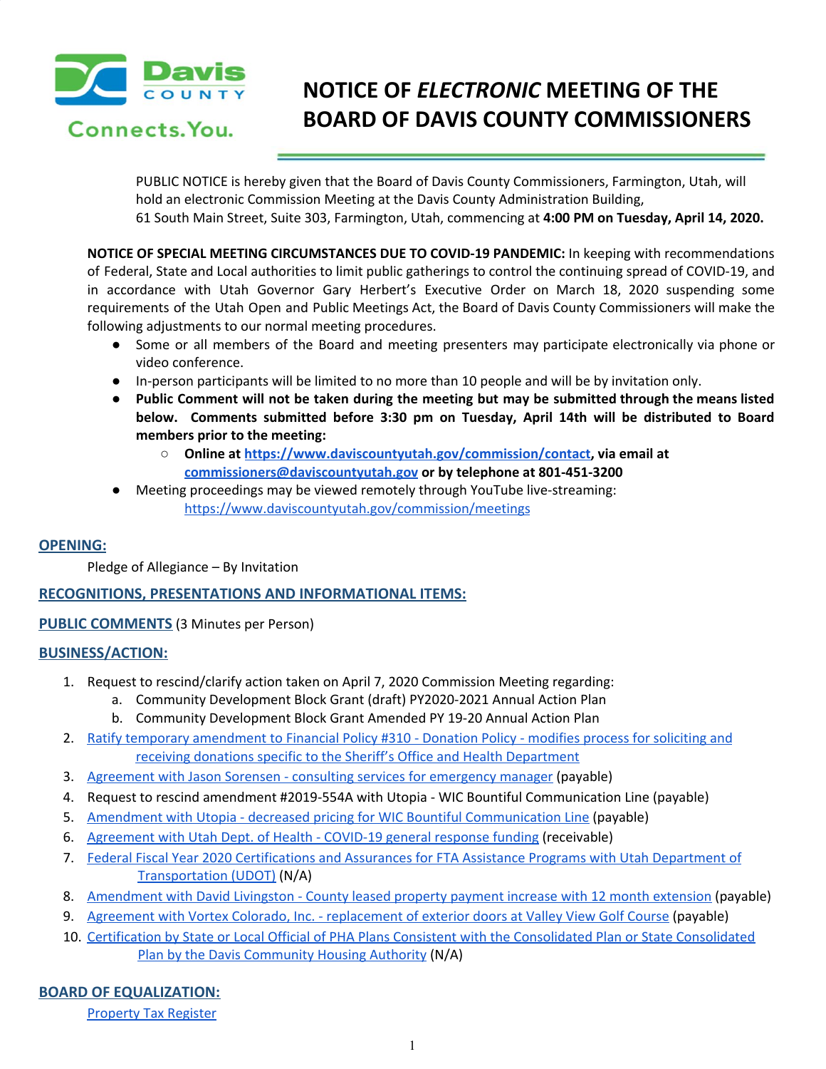Davis COUNTY Connects.You.

# NOTICE OF *ELECTRONIC* MEETING OF THE BOARD OF DAVIS COUNTY COMMISSIONERS

PUBLIC NOTICE is hereby given that the Board of Davis County Commissioners, Farmington, Utah, will hold an electronic Commission Meeting at the Davis County Administration Building, 61 South Main Street, Suite 303, Farmington, Utah, commencing at **4:00 PM on Tuesday, April 14, 2020.**

**NOTICE OF SPECIAL MEETING CIRCUMSTANCES DUE TO COVID-19 PANDEMIC:** In keeping with recommendations of Federal, State and Local authorities to limit public gatherings to control the continuing spread of COVID-19, and in accordance with Utah Governor Gary Herbert's Executive Order on March 18, 2020 suspending some requirements of the Utah Open and Public Meetings Act, the Board of Davis County Commissioners will make the following adjustments to our normal meeting procedures.

- Some or all members of the Board and meeting presenters may participate electronically via phone or video conference.
- In-person participants will be limited to no more than 10 people and will be by invitation only.
- **Public Comment will not be taken during the meeting but may be submitted through the means listed below. Comments submitted before 3:30 pm on Tuesday, April 14th will be distributed to Board members prior to the meeting:**
  - **Online at https://www.daviscountyutah.gov/commission/contact, via email at commissioners@daviscountyutah.gov or by telephone at 801-451-3200**
- Meeting proceedings may be viewed remotely through YouTube live-streaming: https://www.daviscountyutah.gov/commission/meetings

## OPENING:

Pledge of Allegiance – By Invitation

## RECOGNITIONS, PRESENTATIONS AND INFORMATIONAL ITEMS:

## PUBLIC COMMENTS (3 Minutes per Person)

## BUSINESS/ACTION:

1. Request to rescind/clarify action taken on April 7, 2020 Commission Meeting regarding:
   a. Community Development Block Grant (draft) PY2020-2021 Annual Action Plan
   b. Community Development Block Grant Amended PY 19-20 Annual Action Plan
2. Ratify temporary amendment to Financial Policy #310 - Donation Policy - modifies process for soliciting and receiving donations specific to the Sheriff's Office and Health Department
3. Agreement with Jason Sorensen - consulting services for emergency manager (payable)
4. Request to rescind amendment #2019-554A with Utopia - WIC Bountiful Communication Line (payable)
5. Amendment with Utopia - decreased pricing for WIC Bountiful Communication Line (payable)
6. Agreement with Utah Dept. of Health - COVID-19 general response funding (receivable)
7. Federal Fiscal Year 2020 Certifications and Assurances for FTA Assistance Programs with Utah Department of Transportation (UDOT) (N/A)
8. Amendment with David Livingston - County leased property payment increase with 12 month extension (payable)
9. Agreement with Vortex Colorado, Inc. - replacement of exterior doors at Valley View Golf Course (payable)
10. Certification by State or Local Official of PHA Plans Consistent with the Consolidated Plan or State Consolidated Plan by the Davis Community Housing Authority (N/A)

## BOARD OF EQUALIZATION:

Property Tax Register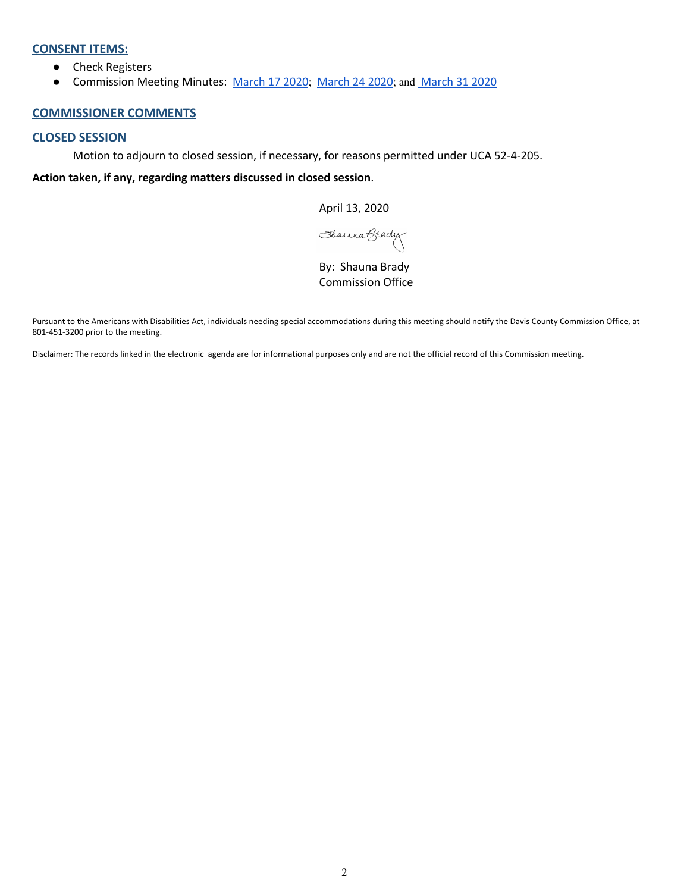## CONSENT ITEMS:

- Check Registers
- Commission Meeting Minutes: March 17 2020; March 24 2020; and March 31 2020

## COMMISSIONER COMMENTS

## CLOSED SESSION

Motion to adjourn to closed session, if necessary, for reasons permitted under UCA 52-4-205.

**Action taken, if any, regarding matters discussed in closed session**.

April 13, 2020

Shauna Brady

By: Shauna Brady
Commission Office

Pursuant to the Americans with Disabilities Act, individuals needing special accommodations during this meeting should notify the Davis County Commission Office, at 801-451-3200 prior to the meeting.

Disclaimer: The records linked in the electronic agenda are for informational purposes only and are not the official record of this Commission meeting.